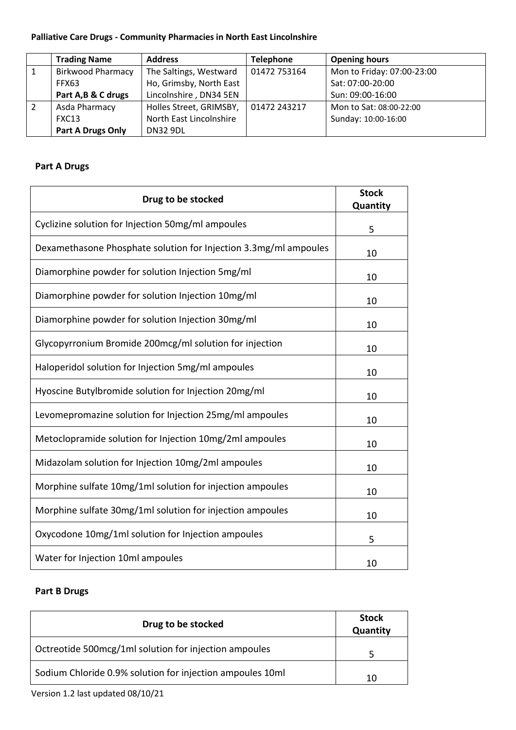**Palliative Care Drugs - Community Pharmacies in North East Lincolnshire**

| | Trading Name | Address | Telephone | Opening hours |
|---|---|---|---|---|
| 1 | Birkwood Pharmacy FFX63 **Part A,B & C drugs** | The Saltings, Westward Ho, Grimsby, North East Lincolnshire , DN34 5EN | 01472 753164 | Mon to Friday: 07:00-23:00 Sat: 07:00-20:00 Sun: 09:00-16:00 |
| 2 | Asda Pharmacy FXC13 **Part A Drugs Only** | Holles Street, GRIMSBY, North East Lincolnshire DN32 9DL | 01472 243217 | Mon to Sat: 08:00-22:00 Sunday: 10:00-16:00 |

**Part A Drugs**

| Drug to be stocked | Stock Quantity |
|---|---|
| Cyclizine solution for Injection 50mg/ml ampoules | 5 |
| Dexamethasone Phosphate solution for Injection 3.3mg/ml ampoules | 10 |
| Diamorphine powder for solution Injection 5mg/ml | 10 |
| Diamorphine powder for solution Injection 10mg/ml | 10 |
| Diamorphine powder for solution Injection 30mg/ml | 10 |
| Glycopyrronium Bromide 200mcg/ml solution for injection | 10 |
| Haloperidol solution for Injection 5mg/ml ampoules | 10 |
| Hyoscine Butylbromide solution for Injection 20mg/ml | 10 |
| Levomepromazine solution for Injection 25mg/ml ampoules | 10 |
| Metoclopramide solution for Injection 10mg/2ml ampoules | 10 |
| Midazolam solution for Injection 10mg/2ml ampoules | 10 |
| Morphine sulfate 10mg/1ml solution for injection ampoules | 10 |
| Morphine sulfate 30mg/1ml solution for injection ampoules | 10 |
| Oxycodone 10mg/1ml solution for Injection ampoules | 5 |
| Water for Injection 10ml ampoules | 10 |

**Part B Drugs**

| Drug to be stocked | Stock Quantity |
|---|---|
| Octreotide 500mcg/1ml solution for injection ampoules | 5 |
| Sodium Chloride 0.9% solution for injection ampoules 10ml | 10 |

Version 1.2 last updated 08/10/21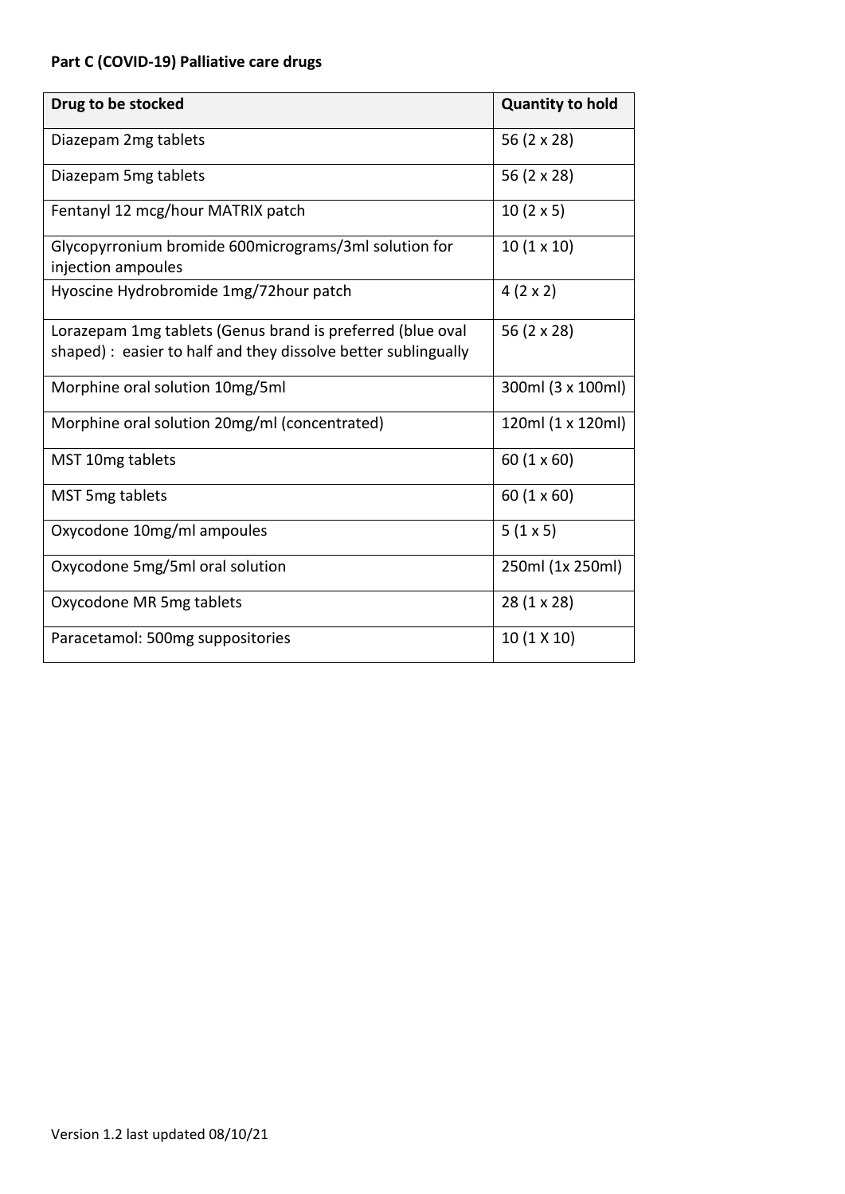**Part C (COVID-19) Palliative care drugs**

| Drug to be stocked | Quantity to hold |
|---|---|
| Diazepam 2mg tablets | 56 (2 x 28) |
| Diazepam 5mg tablets | 56 (2 x 28) |
| Fentanyl 12 mcg/hour MATRIX patch | 10 (2 x 5) |
| Glycopyrronium bromide 600micrograms/3ml solution for injection ampoules | 10 (1 x 10) |
| Hyoscine Hydrobromide 1mg/72hour patch | 4 (2 x 2) |
| Lorazepam 1mg tablets (Genus brand is preferred (blue oval shaped) : easier to half and they dissolve better sublingually | 56 (2 x 28) |
| Morphine oral solution 10mg/5ml | 300ml (3 x 100ml) |
| Morphine oral solution 20mg/ml (concentrated) | 120ml (1 x 120ml) |
| MST 10mg tablets | 60 (1 x 60) |
| MST 5mg tablets | 60 (1 x 60) |
| Oxycodone 10mg/ml ampoules | 5 (1 x 5) |
| Oxycodone 5mg/5ml oral solution | 250ml (1x 250ml) |
| Oxycodone MR 5mg tablets | 28 (1 x 28) |
| Paracetamol: 500mg suppositories | 10 (1 X 10) |

Version 1.2 last updated 08/10/21